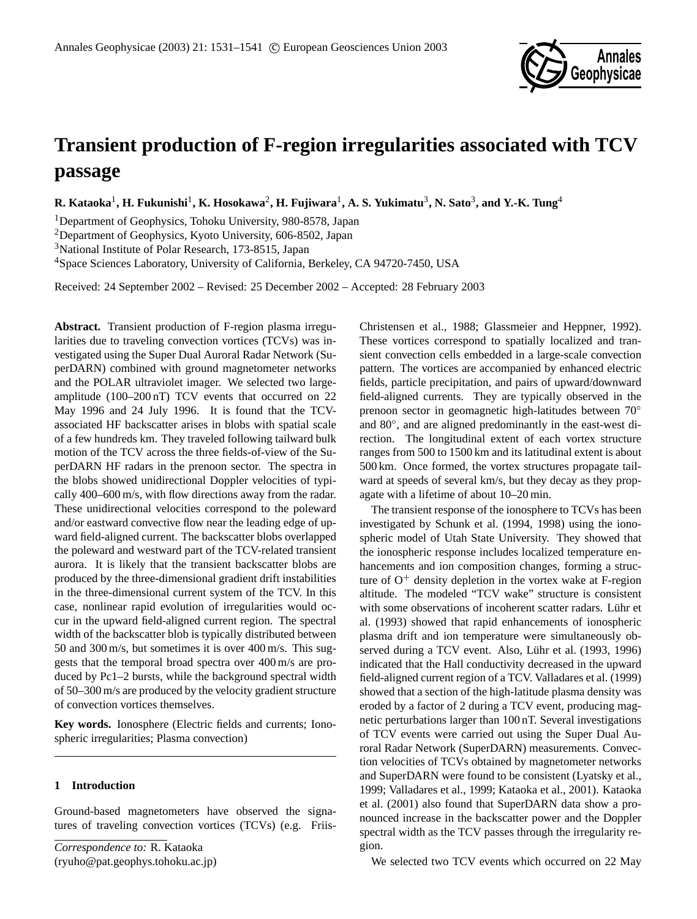# Transient production of F-region irregularities associated with TCV passage

**R. Kataoka**[1], **H. Fukunishi**[1], **K. Hosokawa**[2], **H. Fujiwara**[1], **A. S. Yukimatu**[3], **N. Sato**[3], **and Y.-K. Tung**[4]

[1]Department of Geophysics, Tohoku University, 980-8578, Japan

[2]Department of Geophysics, Kyoto University, 606-8502, Japan

[3]National Institute of Polar Research, 173-8515, Japan

[4]Space Sciences Laboratory, University of California, Berkeley, CA 94720-7450, USA

Received: 24 September 2002 – Revised: 25 December 2002 – Accepted: 28 February 2003

**Abstract.** Transient production of F-region plasma irregularities due to traveling convection vortices (TCVs) was investigated using the Super Dual Auroral Radar Network (SuperDARN) combined with ground magnetometer networks and the POLAR ultraviolet imager. We selected two large-amplitude (100–200 nT) TCV events that occurred on 22 May 1996 and 24 July 1996. It is found that the TCV-associated HF backscatter arises in blobs with spatial scale of a few hundreds km. They traveled following tailward bulk motion of the TCV across the three fields-of-view of the SuperDARN HF radars in the prenoon sector. The spectra in the blobs showed unidirectional Doppler velocities of typically 400–600 m/s, with flow directions away from the radar. These unidirectional velocities correspond to the poleward and/or eastward convective flow near the leading edge of upward field-aligned current. The backscatter blobs overlapped the poleward and westward part of the TCV-related transient aurora. It is likely that the transient backscatter blobs are produced by the three-dimensional gradient drift instabilities in the three-dimensional current system of the TCV. In this case, nonlinear rapid evolution of irregularities would occur in the upward field-aligned current region. The spectral width of the backscatter blob is typically distributed between 50 and 300 m/s, but sometimes it is over 400 m/s. This suggests that the temporal broad spectra over 400 m/s are produced by Pc1–2 bursts, while the background spectral width of 50–300 m/s are produced by the velocity gradient structure of convection vortices themselves.

**Key words.** Ionosphere (Electric fields and currents; Ionospheric irregularities; Plasma convection)

## 1 Introduction

Ground-based magnetometers have observed the signatures of traveling convection vortices (TCVs) (e.g. Friis-Christensen et al., 1988; Glassmeier and Heppner, 1992). These vortices correspond to spatially localized and transient convection cells embedded in a large-scale convection pattern. The vortices are accompanied by enhanced electric fields, particle precipitation, and pairs of upward/downward field-aligned currents. They are typically observed in the prenoon sector in geomagnetic high-latitudes between 70° and 80°, and are aligned predominantly in the east-west direction. The longitudinal extent of each vortex structure ranges from 500 to 1500 km and its latitudinal extent is about 500 km. Once formed, the vortex structures propagate tailward at speeds of several km/s, but they decay as they propagate with a lifetime of about 10–20 min.

The transient response of the ionosphere to TCVs has been investigated by Schunk et al. (1994, 1998) using the ionospheric model of Utah State University. They showed that the ionospheric response includes localized temperature enhancements and ion composition changes, forming a structure of $O^+$ density depletion in the vortex wake at F-region altitude. The modeled "TCV wake" structure is consistent with some observations of incoherent scatter radars. Lühr et al. (1993) showed that rapid enhancements of ionospheric plasma drift and ion temperature were simultaneously observed during a TCV event. Also, Lühr et al. (1993, 1996) indicated that the Hall conductivity decreased in the upward field-aligned current region of a TCV. Valladares et al. (1999) showed that a section of the high-latitude plasma density was eroded by a factor of 2 during a TCV event, producing magnetic perturbations larger than 100 nT. Several investigations of TCV events were carried out using the Super Dual Auroral Radar Network (SuperDARN) measurements. Convection velocities of TCVs obtained by magnetometer networks and SuperDARN were found to be consistent (Lyatsky et al., 1999; Valladares et al., 1999; Kataoka et al., 2001). Kataoka et al. (2001) also found that SuperDARN data show a pronounced increase in the backscatter power and the Doppler spectral width as the TCV passes through the irregularity region.

We selected two TCV events which occurred on 22 May

*Correspondence to:* R. Kataoka
(ryuho@pat.geophys.tohoku.ac.jp)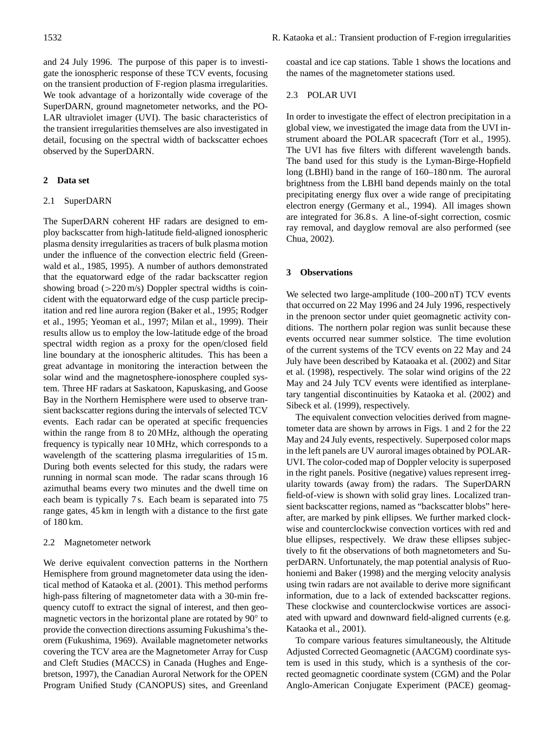and 24 July 1996. The purpose of this paper is to investigate the ionospheric response of these TCV events, focusing on the transient production of F-region plasma irregularities. We took advantage of a horizontally wide coverage of the SuperDARN, ground magnetometer networks, and the POLAR ultraviolet imager (UVI). The basic characteristics of the transient irregularities themselves are also investigated in detail, focusing on the spectral width of backscatter echoes observed by the SuperDARN.

## 2 Data set

### 2.1 SuperDARN

The SuperDARN coherent HF radars are designed to employ backscatter from high-latitude field-aligned ionospheric plasma density irregularities as tracers of bulk plasma motion under the influence of the convection electric field (Greenwald et al., 1985, 1995). A number of authors demonstrated that the equatorward edge of the radar backscatter region showing broad (>220 m/s) Doppler spectral widths is coincident with the equatorward edge of the cusp particle precipitation and red line aurora region (Baker et al., 1995; Rodger et al., 1995; Yeoman et al., 1997; Milan et al., 1999). Their results allow us to employ the low-latitude edge of the broad spectral width region as a proxy for the open/closed field line boundary at the ionospheric altitudes. This has been a great advantage in monitoring the interaction between the solar wind and the magnetosphere-ionosphere coupled system. Three HF radars at Saskatoon, Kapuskasing, and Goose Bay in the Northern Hemisphere were used to observe transient backscatter regions during the intervals of selected TCV events. Each radar can be operated at specific frequencies within the range from 8 to 20 MHz, although the operating frequency is typically near 10 MHz, which corresponds to a wavelength of the scattering plasma irregularities of 15 m. During both events selected for this study, the radars were running in normal scan mode. The radar scans through 16 azimuthal beams every two minutes and the dwell time on each beam is typically 7 s. Each beam is separated into 75 range gates, 45 km in length with a distance to the first gate of 180 km.

### 2.2 Magnetometer network

We derive equivalent convection patterns in the Northern Hemisphere from ground magnetometer data using the identical method of Kataoka et al. (2001). This method performs high-pass filtering of magnetometer data with a 30-min frequency cutoff to extract the signal of interest, and then geomagnetic vectors in the horizontal plane are rotated by 90° to provide the convection directions assuming Fukushima's theorem (Fukushima, 1969). Available magnetometer networks covering the TCV area are the Magnetometer Array for Cusp and Cleft Studies (MACCS) in Canada (Hughes and Engebretson, 1997), the Canadian Auroral Network for the OPEN Program Unified Study (CANOPUS) sites, and Greenland coastal and ice cap stations. Table 1 shows the locations and the names of the magnetometer stations used.

### 2.3 POLAR UVI

In order to investigate the effect of electron precipitation in a global view, we investigated the image data from the UVI instrument aboard the POLAR spacecraft (Torr et al., 1995). The UVI has five filters with different wavelength bands. The band used for this study is the Lyman-Birge-Hopfield long (LBHl) band in the range of 160–180 nm. The auroral brightness from the LBHl band depends mainly on the total precipitating energy flux over a wide range of precipitating electron energy (Germany et al., 1994). All images shown are integrated for 36.8 s. A line-of-sight correction, cosmic ray removal, and dayglow removal are also performed (see Chua, 2002).

## 3 Observations

We selected two large-amplitude (100–200 nT) TCV events that occurred on 22 May 1996 and 24 July 1996, respectively in the prenoon sector under quiet geomagnetic activity conditions. The northern polar region was sunlit because these events occurred near summer solstice. The time evolution of the current systems of the TCV events on 22 May and 24 July have been described by Kataoka et al. (2002) and Sitar et al. (1998), respectively. The solar wind origins of the 22 May and 24 July TCV events were identified as interplanetary tangential discontinuities by Kataoka et al. (2002) and Sibeck et al. (1999), respectively.

The equivalent convection velocities derived from magnetometer data are shown by arrows in Figs. 1 and 2 for the 22 May and 24 July events, respectively. Superposed color maps in the left panels are UV auroral images obtained by POLAR-UVI. The color-coded map of Doppler velocity is superposed in the right panels. Positive (negative) values represent irregularity towards (away from) the radars. The SuperDARN field-of-view is shown with solid gray lines. Localized transient backscatter regions, named as "backscatter blobs" hereafter, are marked by pink ellipses. We further marked clockwise and counterclockwise convection vortices with red and blue ellipses, respectively. We draw these ellipses subjectively to fit the observations of both magnetometers and SuperDARN. Unfortunately, the map potential analysis of Ruohoniemi and Baker (1998) and the merging velocity analysis using twin radars are not available to derive more significant information, due to a lack of extended backscatter regions. These clockwise and counterclockwise vortices are associated with upward and downward field-aligned currents (e.g. Kataoka et al., 2001).

To compare various features simultaneously, the Altitude Adjusted Corrected Geomagnetic (AACGM) coordinate system is used in this study, which is a synthesis of the corrected geomagnetic coordinate system (CGM) and the Polar Anglo-American Conjugate Experiment (PACE) geomag-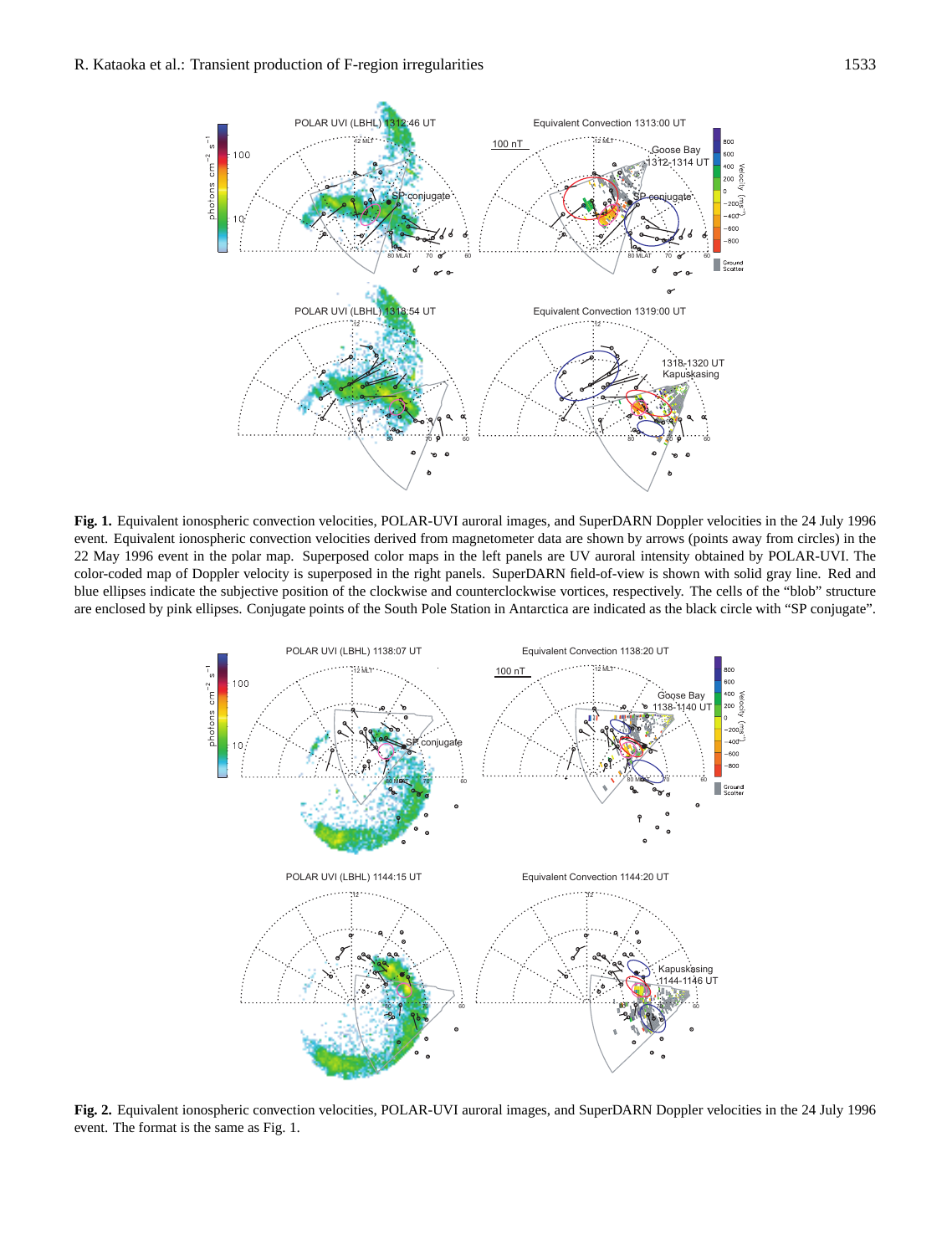**Fig. 1.** Equivalent ionospheric convection velocities, POLAR-UVI auroral images, and SuperDARN Doppler velocities in the 24 July 1996 event. Equivalent ionospheric convection velocities derived from magnetometer data are shown by arrows (points away from circles) in the 22 May 1996 event in the polar map. Superposed color maps in the left panels are UV auroral intensity obtained by POLAR-UVI. The color-coded map of Doppler velocity is superposed in the right panels. SuperDARN field-of-view is shown with solid gray line. Red and blue ellipses indicate the subjective position of the clockwise and counterclockwise vortices, respectively. The cells of the "blob" structure are enclosed by pink ellipses. Conjugate points of the South Pole Station in Antarctica are indicated as the black circle with "SP conjugate".

**Fig. 2.** Equivalent ionospheric convection velocities, POLAR-UVI auroral images, and SuperDARN Doppler velocities in the 24 July 1996 event. The format is the same as Fig. 1.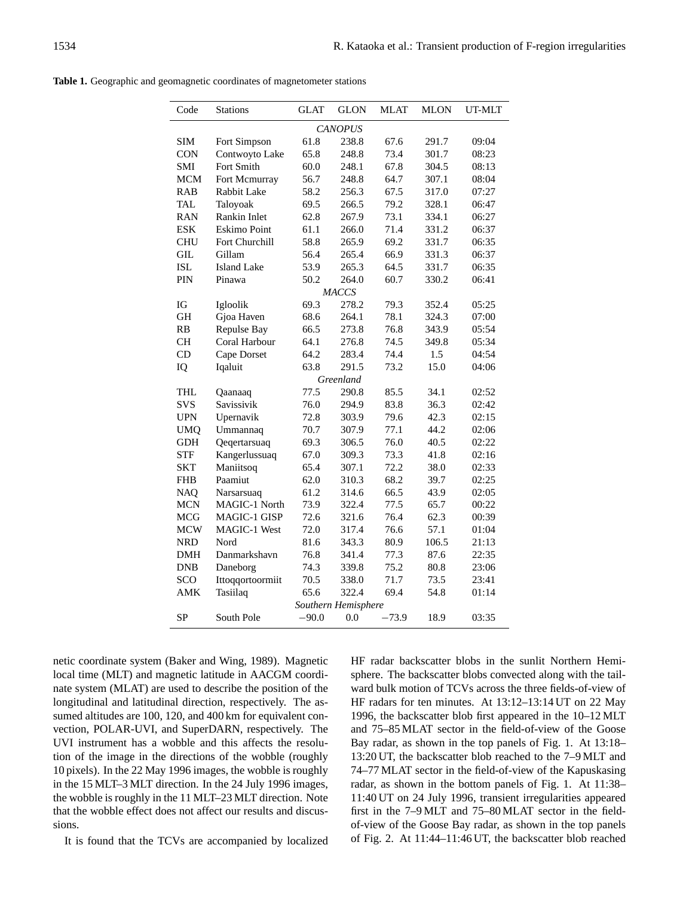**Table 1.** Geographic and geomagnetic coordinates of magnetometer stations

| Code | Stations | GLAT | GLON | MLAT | MLON | UT-MLT |
|---|---|---|---|---|---|---|
| | | | *CANOPUS* | | | |
| SIM | Fort Simpson | 61.8 | 238.8 | 67.6 | 291.7 | 09:04 |
| CON | Contwoyto Lake | 65.8 | 248.8 | 73.4 | 301.7 | 08:23 |
| SMI | Fort Smith | 60.0 | 248.1 | 67.8 | 304.5 | 08:13 |
| MCM | Fort Mcmurray | 56.7 | 248.8 | 64.7 | 307.1 | 08:04 |
| RAB | Rabbit Lake | 58.2 | 256.3 | 67.5 | 317.0 | 07:27 |
| TAL | Taloyoak | 69.5 | 266.5 | 79.2 | 328.1 | 06:47 |
| RAN | Rankin Inlet | 62.8 | 267.9 | 73.1 | 334.1 | 06:27 |
| ESK | Eskimo Point | 61.1 | 266.0 | 71.4 | 331.2 | 06:37 |
| CHU | Fort Churchill | 58.8 | 265.9 | 69.2 | 331.7 | 06:35 |
| GIL | Gillam | 56.4 | 265.4 | 66.9 | 331.3 | 06:37 |
| ISL | Island Lake | 53.9 | 265.3 | 64.5 | 331.7 | 06:35 |
| PIN | Pinawa | 50.2 | 264.0 | 60.7 | 330.2 | 06:41 |
| | | | *MACCS* | | | |
| IG | Igloolik | 69.3 | 278.2 | 79.3 | 352.4 | 05:25 |
| GH | Gjoa Haven | 68.6 | 264.1 | 78.1 | 324.3 | 07:00 |
| RB | Repulse Bay | 66.5 | 273.8 | 76.8 | 343.9 | 05:54 |
| CH | Coral Harbour | 64.1 | 276.8 | 74.5 | 349.8 | 05:34 |
| CD | Cape Dorset | 64.2 | 283.4 | 74.4 | 1.5 | 04:54 |
| IQ | Iqaluit | 63.8 | 291.5 | 73.2 | 15.0 | 04:06 |
| | | | *Greenland* | | | |
| THL | Qaanaaq | 77.5 | 290.8 | 85.5 | 34.1 | 02:52 |
| SVS | Savissivik | 76.0 | 294.9 | 83.8 | 36.3 | 02:42 |
| UPN | Upernavik | 72.8 | 303.9 | 79.6 | 42.3 | 02:15 |
| UMQ | Ummannaq | 70.7 | 307.9 | 77.1 | 44.2 | 02:06 |
| GDH | Qeqertarsuaq | 69.3 | 306.5 | 76.0 | 40.5 | 02:22 |
| STF | Kangerlussuaq | 67.0 | 309.3 | 73.3 | 41.8 | 02:16 |
| SKT | Maniitsoq | 65.4 | 307.1 | 72.2 | 38.0 | 02:33 |
| FHB | Paamiut | 62.0 | 310.3 | 68.2 | 39.7 | 02:25 |
| NAQ | Narsarsuaq | 61.2 | 314.6 | 66.5 | 43.9 | 02:05 |
| MCN | MAGIC-1 North | 73.9 | 322.4 | 77.5 | 65.7 | 00:22 |
| MCG | MAGIC-1 GISP | 72.6 | 321.6 | 76.4 | 62.3 | 00:39 |
| MCW | MAGIC-1 West | 72.0 | 317.4 | 76.6 | 57.1 | 01:04 |
| NRD | Nord | 81.6 | 343.3 | 80.9 | 106.5 | 21:13 |
| DMH | Danmarkshavn | 76.8 | 341.4 | 77.3 | 87.6 | 22:35 |
| DNB | Daneborg | 74.3 | 339.8 | 75.2 | 80.8 | 23:06 |
| SCO | Ittoqqortoormiit | 70.5 | 338.0 | 71.7 | 73.5 | 23:41 |
| AMK | Tasiilaq | 65.6 | 322.4 | 69.4 | 54.8 | 01:14 |
| | | | *Southern Hemisphere* | | | |
| SP | South Pole | −90.0 | 0.0 | −73.9 | 18.9 | 03:35 |

netic coordinate system (Baker and Wing, 1989). Magnetic local time (MLT) and magnetic latitude in AACGM coordinate system (MLAT) are used to describe the position of the longitudinal and latitudinal direction, respectively. The assumed altitudes are 100, 120, and 400 km for equivalent convection, POLAR-UVI, and SuperDARN, respectively. The UVI instrument has a wobble and this affects the resolution of the image in the directions of the wobble (roughly 10 pixels). In the 22 May 1996 images, the wobble is roughly in the 15 MLT–3 MLT direction. In the 24 July 1996 images, the wobble is roughly in the 11 MLT–23 MLT direction. Note that the wobble effect does not affect our results and discussions.

It is found that the TCVs are accompanied by localized HF radar backscatter blobs in the sunlit Northern Hemisphere. The backscatter blobs convected along with the tailward bulk motion of TCVs across the three fields-of-view of HF radars for ten minutes. At 13:12–13:14 UT on 22 May 1996, the backscatter blob first appeared in the 10–12 MLT and 75–85 MLAT sector in the field-of-view of the Goose Bay radar, as shown in the top panels of Fig. 1. At 13:18–13:20 UT, the backscatter blob reached to the 7–9 MLT and 74–77 MLAT sector in the field-of-view of the Kapuskasing radar, as shown in the bottom panels of Fig. 1. At 11:38–11:40 UT on 24 July 1996, transient irregularities appeared first in the 7–9 MLT and 75–80 MLAT sector in the field-of-view of the Goose Bay radar, as shown in the top panels of Fig. 2. At 11:44–11:46 UT, the backscatter blob reached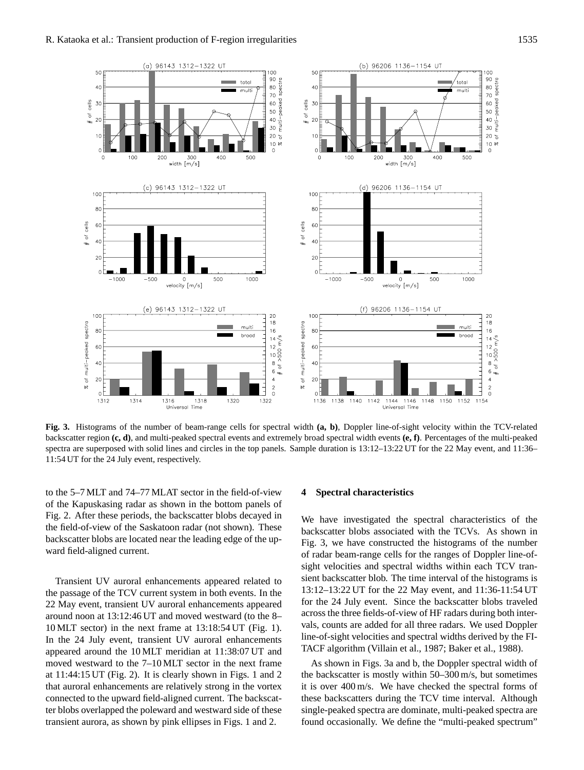**Fig. 3.** Histograms of the number of beam-range cells for spectral width **(a, b)**, Doppler line-of-sight velocity within the TCV-related backscatter region **(c, d)**, and multi-peaked spectral events and extremely broad spectral width events **(e, f)**. Percentages of the multi-peaked spectra are superposed with solid lines and circles in the top panels. Sample duration is 13:12–13:22 UT for the 22 May event, and 11:36–11:54 UT for the 24 July event, respectively.

to the 5–7 MLT and 74–77 MLAT sector in the field-of-view of the Kapuskasing radar as shown in the bottom panels of Fig. 2. After these periods, the backscatter blobs decayed in the field-of-view of the Saskatoon radar (not shown). These backscatter blobs are located near the leading edge of the upward field-aligned current.

Transient UV auroral enhancements appeared related to the passage of the TCV current system in both events. In the 22 May event, transient UV auroral enhancements appeared around noon at 13:12:46 UT and moved westward (to the 8–10 MLT sector) in the next frame at 13:18:54 UT (Fig. 1). In the 24 July event, transient UV auroral enhancements appeared around the 10 MLT meridian at 11:38:07 UT and moved westward to the 7–10 MLT sector in the next frame at 11:44:15 UT (Fig. 2). It is clearly shown in Figs. 1 and 2 that auroral enhancements are relatively strong in the vortex connected to the upward field-aligned current. The backscatter blobs overlapped the poleward and westward side of these transient aurora, as shown by pink ellipses in Figs. 1 and 2.

## 4 Spectral characteristics

We have investigated the spectral characteristics of the backscatter blobs associated with the TCVs. As shown in Fig. 3, we have constructed the histograms of the number of radar beam-range cells for the ranges of Doppler line-of-sight velocities and spectral widths within each TCV transient backscatter blob. The time interval of the histograms is 13:12–13:22 UT for the 22 May event, and 11:36-11:54 UT for the 24 July event. Since the backscatter blobs traveled across the three fields-of-view of HF radars during both intervals, counts are added for all three radars. We used Doppler line-of-sight velocities and spectral widths derived by the FITACF algorithm (Villain et al., 1987; Baker et al., 1988).

As shown in Figs. 3a and b, the Doppler spectral width of the backscatter is mostly within 50–300 m/s, but sometimes it is over 400 m/s. We have checked the spectral forms of these backscatters during the TCV time interval. Although single-peaked spectra are dominate, multi-peaked spectra are found occasionally. We define the "multi-peaked spectrum"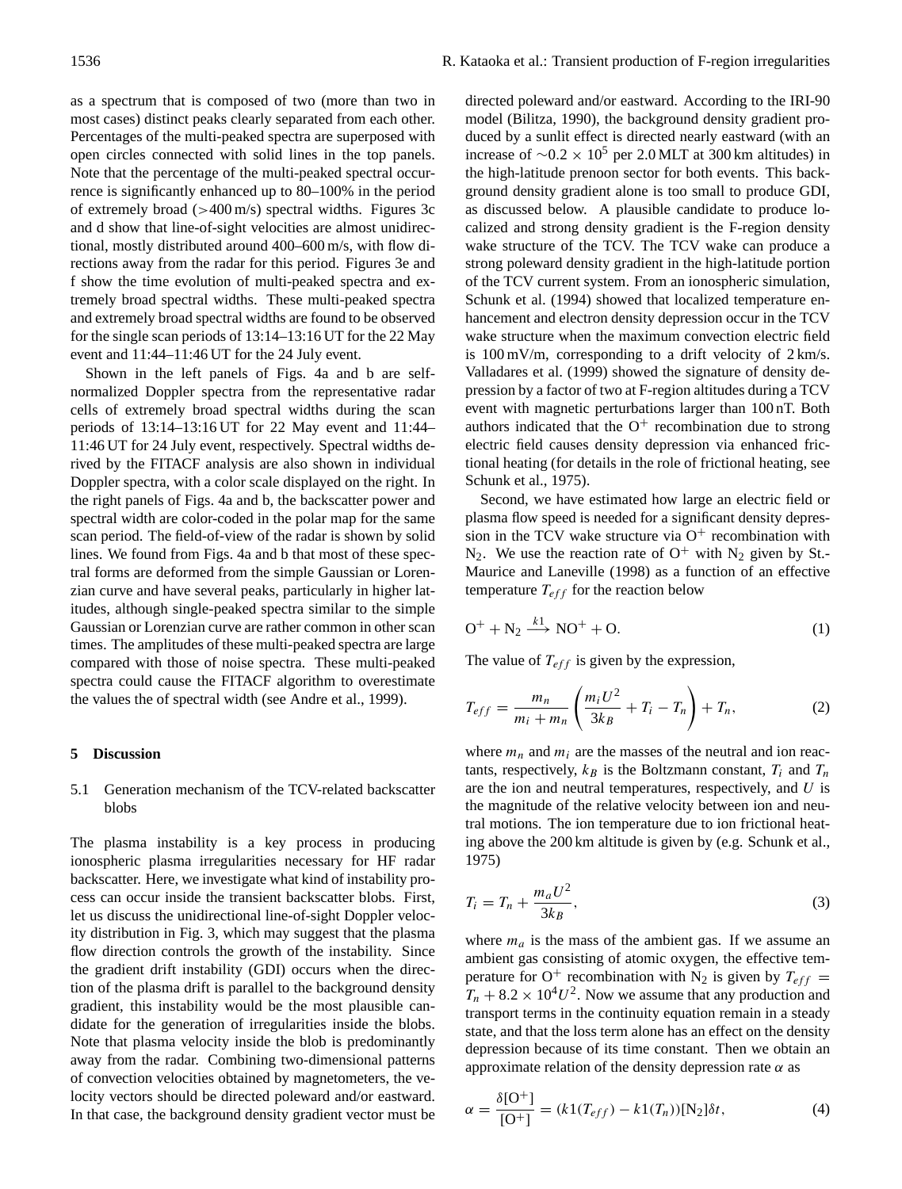as a spectrum that is composed of two (more than two in most cases) distinct peaks clearly separated from each other. Percentages of the multi-peaked spectra are superposed with open circles connected with solid lines in the top panels. Note that the percentage of the multi-peaked spectral occurrence is significantly enhanced up to 80–100% in the period of extremely broad (>400 m/s) spectral widths. Figures 3c and d show that line-of-sight velocities are almost unidirectional, mostly distributed around 400–600 m/s, with flow directions away from the radar for this period. Figures 3e and f show the time evolution of multi-peaked spectra and extremely broad spectral widths. These multi-peaked spectra and extremely broad spectral widths are found to be observed for the single scan periods of 13:14–13:16 UT for the 22 May event and 11:44–11:46 UT for the 24 July event.

Shown in the left panels of Figs. 4a and b are self-normalized Doppler spectra from the representative radar cells of extremely broad spectral widths during the scan periods of 13:14–13:16 UT for 22 May event and 11:44–11:46 UT for 24 July event, respectively. Spectral widths derived by the FITACF analysis are also shown in individual Doppler spectra, with a color scale displayed on the right. In the right panels of Figs. 4a and b, the backscatter power and spectral width are color-coded in the polar map for the same scan period. The field-of-view of the radar is shown by solid lines. We found from Figs. 4a and b that most of these spectral forms are deformed from the simple Gaussian or Lorenzian curve and have several peaks, particularly in higher latitudes, although single-peaked spectra similar to the simple Gaussian or Lorenzian curve are rather common in other scan times. The amplitudes of these multi-peaked spectra are large compared with those of noise spectra. These multi-peaked spectra could cause the FITACF algorithm to overestimate the values the of spectral width (see Andre et al., 1999).

## 5 Discussion

### 5.1 Generation mechanism of the TCV-related backscatter blobs

The plasma instability is a key process in producing ionospheric plasma irregularities necessary for HF radar backscatter. Here, we investigate what kind of instability process can occur inside the transient backscatter blobs. First, let us discuss the unidirectional line-of-sight Doppler velocity distribution in Fig. 3, which may suggest that the plasma flow direction controls the growth of the instability. Since the gradient drift instability (GDI) occurs when the direction of the plasma drift is parallel to the background density gradient, this instability would be the most plausible candidate for the generation of irregularities inside the blobs. Note that plasma velocity inside the blob is predominantly away from the radar. Combining two-dimensional patterns of convection velocities obtained by magnetometers, the velocity vectors should be directed poleward and/or eastward. In that case, the background density gradient vector must be directed poleward and/or eastward. According to the IRI-90 model (Bilitza, 1990), the background density gradient produced by a sunlit effect is directed nearly eastward (with an increase of $\sim 0.2 \times 10^5$ per 2.0 MLT at 300 km altitudes) in the high-latitude prenoon sector for both events. This background density gradient alone is too small to produce GDI, as discussed below. A plausible candidate to produce localized and strong density gradient is the F-region density wake structure of the TCV. The TCV wake can produce a strong poleward density gradient in the high-latitude portion of the TCV current system. From an ionospheric simulation, Schunk et al. (1994) showed that localized temperature enhancement and electron density depression occur in the TCV wake structure when the maximum convection electric field is 100 mV/m, corresponding to a drift velocity of 2 km/s. Valladares et al. (1999) showed the signature of density depression by a factor of two at F-region altitudes during a TCV event with magnetic perturbations larger than 100 nT. Both authors indicated that the $O^+$ recombination due to strong electric field causes density depression via enhanced frictional heating (for details in the role of frictional heating, see Schunk et al., 1975).

Second, we have estimated how large an electric field or plasma flow speed is needed for a significant density depression in the TCV wake structure via $O^+$ recombination with $N_2$. We use the reaction rate of $O^+$ with $N_2$ given by St.-Maurice and Laneville (1998) as a function of an effective temperature $T_{eff}$ for the reaction below

$$O^+ + N_2 \xrightarrow{k1} NO^+ + O. \tag{1}$$

The value of $T_{eff}$ is given by the expression,

$$T_{eff} = \frac{m_n}{m_i + m_n}\left(\frac{m_i U^2}{3k_B} + T_i - T_n\right) + T_n, \tag{2}$$

where $m_n$ and $m_i$ are the masses of the neutral and ion reactants, respectively, $k_B$ is the Boltzmann constant, $T_i$ and $T_n$ are the ion and neutral temperatures, respectively, and $U$ is the magnitude of the relative velocity between ion and neutral motions. The ion temperature due to ion frictional heating above the 200 km altitude is given by (e.g. Schunk et al., 1975)

$$T_i = T_n + \frac{m_a U^2}{3k_B}, \tag{3}$$

where $m_a$ is the mass of the ambient gas. If we assume an ambient gas consisting of atomic oxygen, the effective temperature for $O^+$ recombination with $N_2$ is given by $T_{eff} = T_n + 8.2 \times 10^4 U^2$. Now we assume that any production and transport terms in the continuity equation remain in a steady state, and that the loss term alone has an effect on the density depression because of its time constant. Then we obtain an approximate relation of the density depression rate $\alpha$ as

$$\alpha = \frac{\delta[O^+]}{[O^+]} = (k1(T_{eff}) - k1(T_n))[N_2]\delta t, \tag{4}$$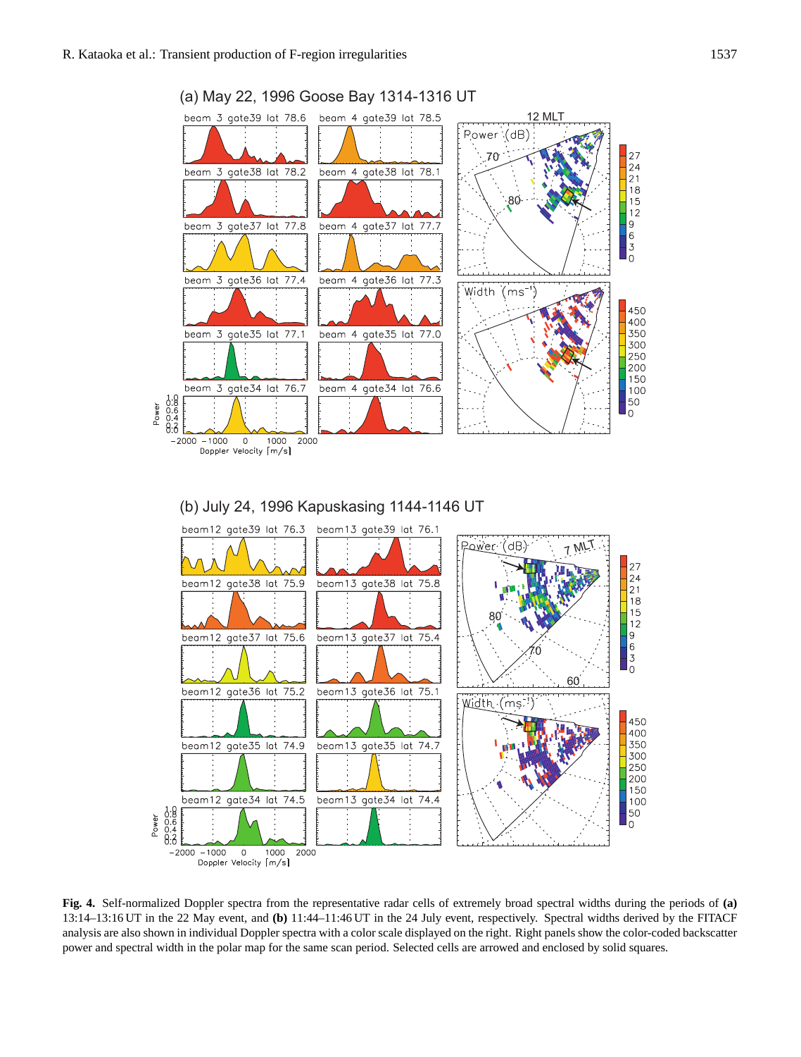Fig. 4. Self-normalized Doppler spectra from the representative radar cells of extremely broad spectral widths during the periods of **(a)** 13:14–13:16 UT in the 22 May event, and **(b)** 11:44–11:46 UT in the 24 July event, respectively. Spectral widths derived by the FITACF analysis are also shown in individual Doppler spectra with a color scale displayed on the right. Right panels show the color-coded backscatter power and spectral width in the polar map for the same scan period. Selected cells are arrowed and enclosed by solid squares.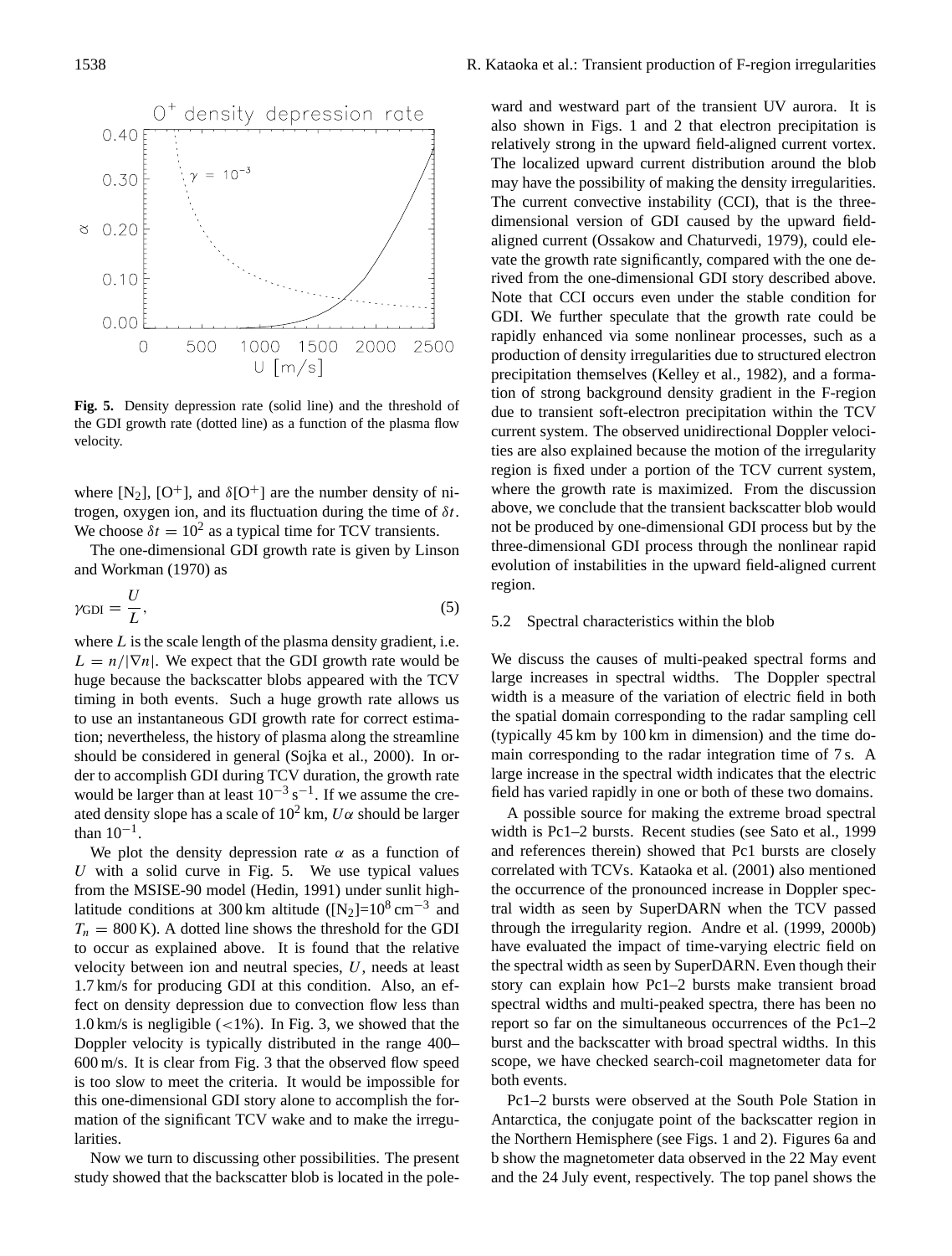Fig. 5. Density depression rate (solid line) and the threshold of the GDI growth rate (dotted line) as a function of the plasma flow velocity.

where $[N_2]$, $[O^+]$, and $\delta[O^+]$ are the number density of nitrogen, oxygen ion, and its fluctuation during the time of $\delta t$. We choose $\delta t = 10^2$ as a typical time for TCV transients.

The one-dimensional GDI growth rate is given by Linson and Workman (1970) as

$$\gamma_{\text{GDI}} = \frac{U}{L}, \tag{5}$$

where $L$ is the scale length of the plasma density gradient, i.e. $L = n/|\nabla n|$. We expect that the GDI growth rate would be huge because the backscatter blobs appeared with the TCV timing in both events. Such a huge growth rate allows us to use an instantaneous GDI growth rate for correct estimation; nevertheless, the history of plasma along the streamline should be considered in general (Sojka et al., 2000). In order to accomplish GDI during TCV duration, the growth rate would be larger than at least $10^{-3}\,\text{s}^{-1}$. If we assume the created density slope has a scale of $10^2$ km, $U\alpha$ should be larger than $10^{-1}$.

We plot the density depression rate $\alpha$ as a function of $U$ with a solid curve in Fig. 5. We use typical values from the MSISE-90 model (Hedin, 1991) under sunlit high-latitude conditions at 300 km altitude ($[N_2]=10^8\,\text{cm}^{-3}$ and $T_n = 800$ K). A dotted line shows the threshold for the GDI to occur as explained above. It is found that the relative velocity between ion and neutral species, $U$, needs at least 1.7 km/s for producing GDI at this condition. Also, an effect on density depression due to convection flow less than 1.0 km/s is negligible (<1%). In Fig. 3, we showed that the Doppler velocity is typically distributed in the range 400–600 m/s. It is clear from Fig. 3 that the observed flow speed is too slow to meet the criteria. It would be impossible for this one-dimensional GDI story alone to accomplish the formation of the significant TCV wake and to make the irregularities.

Now we turn to discussing other possibilities. The present study showed that the backscatter blob is located in the poleward and westward part of the transient UV aurora. It is also shown in Figs. 1 and 2 that electron precipitation is relatively strong in the upward field-aligned current vortex. The localized upward current distribution around the blob may have the possibility of making the density irregularities. The current convective instability (CCI), that is the three-dimensional version of GDI caused by the upward field-aligned current (Ossakow and Chaturvedi, 1979), could elevate the growth rate significantly, compared with the one derived from the one-dimensional GDI story described above. Note that CCI occurs even under the stable condition for GDI. We further speculate that the growth rate could be rapidly enhanced via some nonlinear processes, such as a production of density irregularities due to structured electron precipitation themselves (Kelley et al., 1982), and a formation of strong background density gradient in the F-region due to transient soft-electron precipitation within the TCV current system. The observed unidirectional Doppler velocities are also explained because the motion of the irregularity region is fixed under a portion of the TCV current system, where the growth rate is maximized. From the discussion above, we conclude that the transient backscatter blob would not be produced by one-dimensional GDI process but by the three-dimensional GDI process through the nonlinear rapid evolution of instabilities in the upward field-aligned current region.

### 5.2 Spectral characteristics within the blob

We discuss the causes of multi-peaked spectral forms and large increases in spectral widths. The Doppler spectral width is a measure of the variation of electric field in both the spatial domain corresponding to the radar sampling cell (typically 45 km by 100 km in dimension) and the time domain corresponding to the radar integration time of 7 s. A large increase in the spectral width indicates that the electric field has varied rapidly in one or both of these two domains.

A possible source for making the extreme broad spectral width is Pc1–2 bursts. Recent studies (see Sato et al., 1999 and references therein) showed that Pc1 bursts are closely correlated with TCVs. Kataoka et al. (2001) also mentioned the occurrence of the pronounced increase in Doppler spectral width as seen by SuperDARN when the TCV passed through the irregularity region. Andre et al. (1999, 2000b) have evaluated the impact of time-varying electric field on the spectral width as seen by SuperDARN. Even though their story can explain how Pc1–2 bursts make transient broad spectral widths and multi-peaked spectra, there has been no report so far on the simultaneous occurrences of the Pc1–2 burst and the backscatter with broad spectral widths. In this scope, we have checked search-coil magnetometer data for both events.

Pc1–2 bursts were observed at the South Pole Station in Antarctica, the conjugate point of the backscatter region in the Northern Hemisphere (see Figs. 1 and 2). Figures 6a and b show the magnetometer data observed in the 22 May event and the 24 July event, respectively. The top panel shows the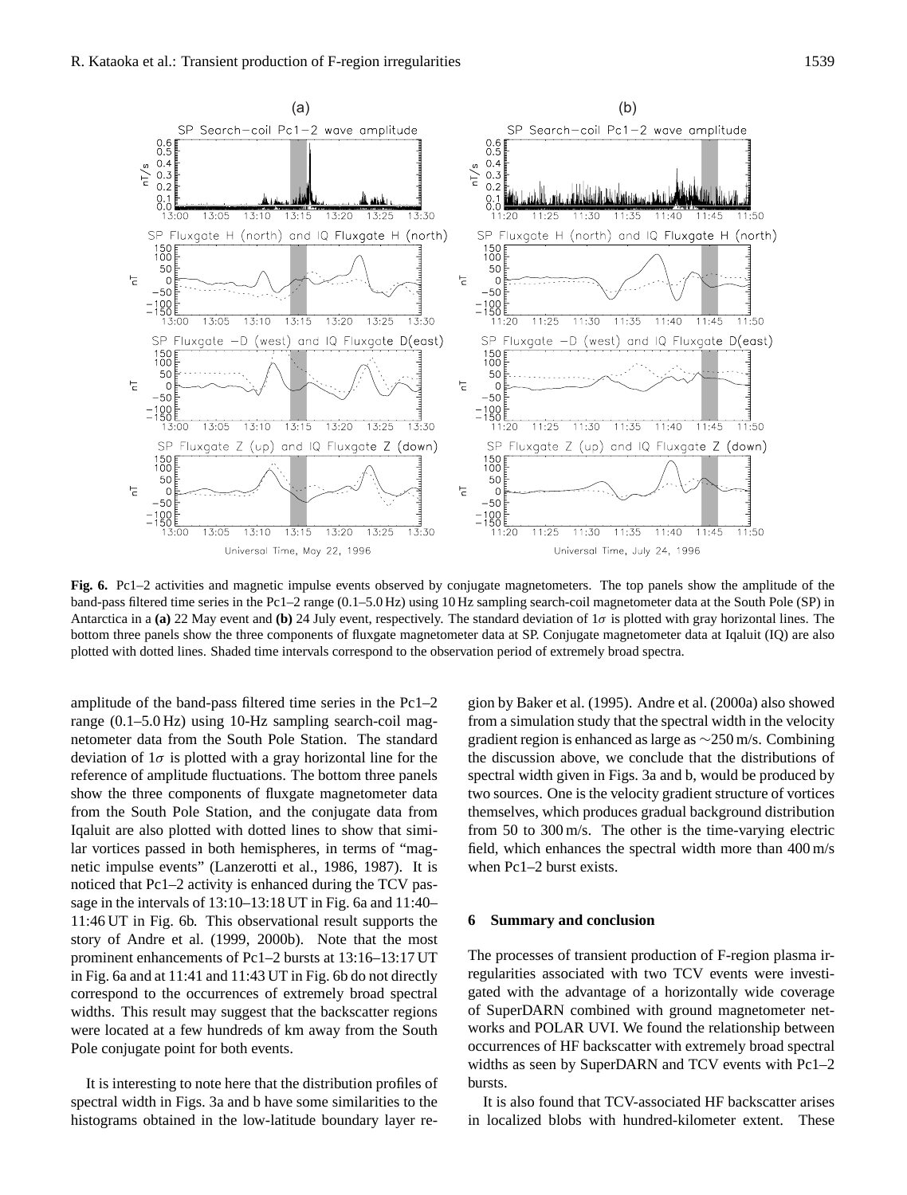**Fig. 6.** Pc1–2 activities and magnetic impulse events observed by conjugate magnetometers. The top panels show the amplitude of the band-pass filtered time series in the Pc1–2 range (0.1–5.0 Hz) using 10 Hz sampling search-coil magnetometer data at the South Pole (SP) in Antarctica in a **(a)** 22 May event and **(b)** 24 July event, respectively. The standard deviation of $1\sigma$ is plotted with gray horizontal lines. The bottom three panels show the three components of fluxgate magnetometer data at SP. Conjugate magnetometer data at Iqaluit (IQ) are also plotted with dotted lines. Shaded time intervals correspond to the observation period of extremely broad spectra.

amplitude of the band-pass filtered time series in the Pc1–2 range (0.1–5.0 Hz) using 10-Hz sampling search-coil magnetometer data from the South Pole Station. The standard deviation of $1\sigma$ is plotted with a gray horizontal line for the reference of amplitude fluctuations. The bottom three panels show the three components of fluxgate magnetometer data from the South Pole Station, and the conjugate data from Iqaluit are also plotted with dotted lines to show that similar vortices passed in both hemispheres, in terms of "magnetic impulse events" (Lanzerotti et al., 1986, 1987). It is noticed that Pc1–2 activity is enhanced during the TCV passage in the intervals of 13:10–13:18 UT in Fig. 6a and 11:40–11:46 UT in Fig. 6b. This observational result supports the story of Andre et al. (1999, 2000b). Note that the most prominent enhancements of Pc1–2 bursts at 13:16–13:17 UT in Fig. 6a and at 11:41 and 11:43 UT in Fig. 6b do not directly correspond to the occurrences of extremely broad spectral widths. This result may suggest that the backscatter regions were located at a few hundreds of km away from the South Pole conjugate point for both events.

It is interesting to note here that the distribution profiles of spectral width in Figs. 3a and b have some similarities to the histograms obtained in the low-latitude boundary layer region by Baker et al. (1995). Andre et al. (2000a) also showed from a simulation study that the spectral width in the velocity gradient region is enhanced as large as ~250 m/s. Combining the discussion above, we conclude that the distributions of spectral width given in Figs. 3a and b, would be produced by two sources. One is the velocity gradient structure of vortices themselves, which produces gradual background distribution from 50 to 300 m/s. The other is the time-varying electric field, which enhances the spectral width more than 400 m/s when Pc1–2 burst exists.

## 6 Summary and conclusion

The processes of transient production of F-region plasma irregularities associated with two TCV events were investigated with the advantage of a horizontally wide coverage of SuperDARN combined with ground magnetometer networks and POLAR UVI. We found the relationship between occurrences of HF backscatter with extremely broad spectral widths as seen by SuperDARN and TCV events with Pc1–2 bursts.

It is also found that TCV-associated HF backscatter arises in localized blobs with hundred-kilometer extent. These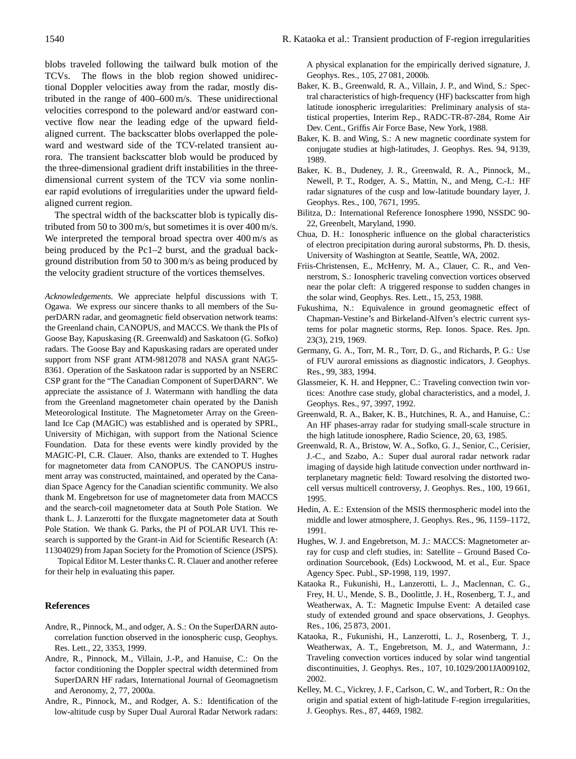blobs traveled following the tailward bulk motion of the TCVs. The flows in the blob region showed unidirectional Doppler velocities away from the radar, mostly distributed in the range of 400–600 m/s. These unidirectional velocities correspond to the poleward and/or eastward convective flow near the leading edge of the upward field-aligned current. The backscatter blobs overlapped the poleward and westward side of the TCV-related transient aurora. The transient backscatter blob would be produced by the three-dimensional gradient drift instabilities in the three-dimensional current system of the TCV via some nonlinear rapid evolutions of irregularities under the upward field-aligned current region.

The spectral width of the backscatter blob is typically distributed from 50 to 300 m/s, but sometimes it is over 400 m/s. We interpreted the temporal broad spectra over 400 m/s as being produced by the Pc1–2 burst, and the gradual background distribution from 50 to 300 m/s as being produced by the velocity gradient structure of the vortices themselves.

*Acknowledgements.* We appreciate helpful discussions with T. Ogawa. We express our sincere thanks to all members of the SuperDARN radar, and geomagnetic field observation network teams: the Greenland chain, CANOPUS, and MACCS. We thank the PIs of Goose Bay, Kapuskasing (R. Greenwald) and Saskatoon (G. Sofko) radars. The Goose Bay and Kapuskasing radars are operated under support from NSF grant ATM-9812078 and NASA grant NAG5-8361. Operation of the Saskatoon radar is supported by an NSERC CSP grant for the "The Canadian Component of SuperDARN". We appreciate the assistance of J. Watermann with handling the data from the Greenland magnetometer chain operated by the Danish Meteorological Institute. The Magnetometer Array on the Greenland Ice Cap (MAGIC) was established and is operated by SPRL, University of Michigan, with support from the National Science Foundation. Data for these events were kindly provided by the MAGIC-PI, C.R. Clauer. Also, thanks are extended to T. Hughes for magnetometer data from CANOPUS. The CANOPUS instrument array was constructed, maintained, and operated by the Canadian Space Agency for the Canadian scientific community. We also thank M. Engebretson for use of magnetometer data from MACCS and the search-coil magnetometer data at South Pole Station. We thank L. J. Lanzerotti for the fluxgate magnetometer data at South Pole Station. We thank G. Parks, the PI of POLAR UVI. This research is supported by the Grant-in Aid for Scientific Research (A: 11304029) from Japan Society for the Promotion of Science (JSPS).

Topical Editor M. Lester thanks C. R. Clauer and another referee for their help in evaluating this paper.

## References

Andre, R., Pinnock, M., and odger, A. S.: On the SuperDARN autocorrelation function observed in the ionospheric cusp, Geophys. Res. Lett., 22, 3353, 1999.

Andre, R., Pinnock, M., Villain, J.-P., and Hanuise, C.: On the factor conditioning the Doppler spectral width determined from SuperDARN HF radars, International Journal of Geomagnetism and Aeronomy, 2, 77, 2000a.

Andre, R., Pinnock, M., and Rodger, A. S.: Identification of the low-altitude cusp by Super Dual Auroral Radar Network radars: A physical explanation for the empirically derived signature, J. Geophys. Res., 105, 27 081, 2000b.

Baker, K. B., Greenwald, R. A., Villain, J. P., and Wind, S.: Spectral characteristics of high-frequency (HF) backscatter from high latitude ionospheric irregularities: Preliminary analysis of statistical properties, Interim Rep., RADC-TR-87-284, Rome Air Dev. Cent., Griffis Air Force Base, New York, 1988.

Baker, K. B. and Wing, S.: A new magnetic coordinate system for conjugate studies at high-latitudes, J. Geophys. Res. 94, 9139, 1989.

Baker, K. B., Dudeney, J. R., Greenwald, R. A., Pinnock, M., Newell, P. T., Rodger, A. S., Mattin, N., and Meng, C.-I.: HF radar signatures of the cusp and low-latitude boundary layer, J. Geophys. Res., 100, 7671, 1995.

Bilitza, D.: International Reference Ionosphere 1990, NSSDC 90-22, Greenbelt, Maryland, 1990.

Chua, D. H.: Ionospheric influence on the global characteristics of electron precipitation during auroral substorms, Ph. D. thesis, University of Washington at Seattle, Seattle, WA, 2002.

Friis-Christensen, E., McHenry, M. A., Clauer, C. R., and Vennerstrom, S.: Ionospheric traveling convection vortices observed near the polar cleft: A triggered response to sudden changes in the solar wind, Geophys. Res. Lett., 15, 253, 1988.

Fukushima, N.: Equivalence in ground geomagnetic effect of Chapman-Vestine's and Birkeland-Alfven's electric current systems for polar magnetic storms, Rep. Ionos. Space. Res. Jpn. 23(3), 219, 1969.

Germany, G. A., Torr, M. R., Torr, D. G., and Richards, P. G.: Use of FUV auroral emissions as diagnostic indicators, J. Geophys. Res., 99, 383, 1994.

Glassmeier, K. H. and Heppner, C.: Traveling convection twin vortices: Anothre case study, global characteristics, and a model, J. Geophys. Res., 97, 3997, 1992.

Greenwald, R. A., Baker, K. B., Hutchines, R. A., and Hanuise, C.: An HF phases-array radar for studying small-scale structure in the high latitude ionosphere, Radio Science, 20, 63, 1985.

Greenwald, R. A., Bristow, W. A., Sofko, G. J., Senior, C., Cerisier, J.-C., and Szabo, A.: Super dual auroral radar network radar imaging of dayside high latitude convection under northward interplanetary magnetic field: Toward resolving the distorted two-cell versus multicell controversy, J. Geophys. Res., 100, 19 661, 1995.

Hedin, A. E.: Extension of the MSIS thermospheric model into the middle and lower atmosphere, J. Geophys. Res., 96, 1159–1172, 1991.

Hughes, W. J. and Engebretson, M. J.: MACCS: Magnetometer array for cusp and cleft studies, in: Satellite – Ground Based Coordination Sourcebook, (Eds) Lockwood, M. et al., Eur. Space Agency Spec. Publ., SP-1998, 119, 1997.

Kataoka R., Fukunishi, H., Lanzerotti, L. J., Maclennan, C. G., Frey, H. U., Mende, S. B., Doolittle, J. H., Rosenberg, T. J., and Weatherwax, A. T.: Magnetic Impulse Event: A detailed case study of extended ground and space observations, J. Geophys. Res., 106, 25 873, 2001.

Kataoka, R., Fukunishi, H., Lanzerotti, L. J., Rosenberg, T. J., Weatherwax, A. T., Engebretson, M. J., and Watermann, J.: Traveling convection vortices induced by solar wind tangential discontinuities, J. Geophys. Res., 107, 10.1029/2001JA009102, 2002.

Kelley, M. C., Vickrey, J. F., Carlson, C. W., and Torbert, R.: On the origin and spatial extent of high-latitude F-region irregularities, J. Geophys. Res., 87, 4469, 1982.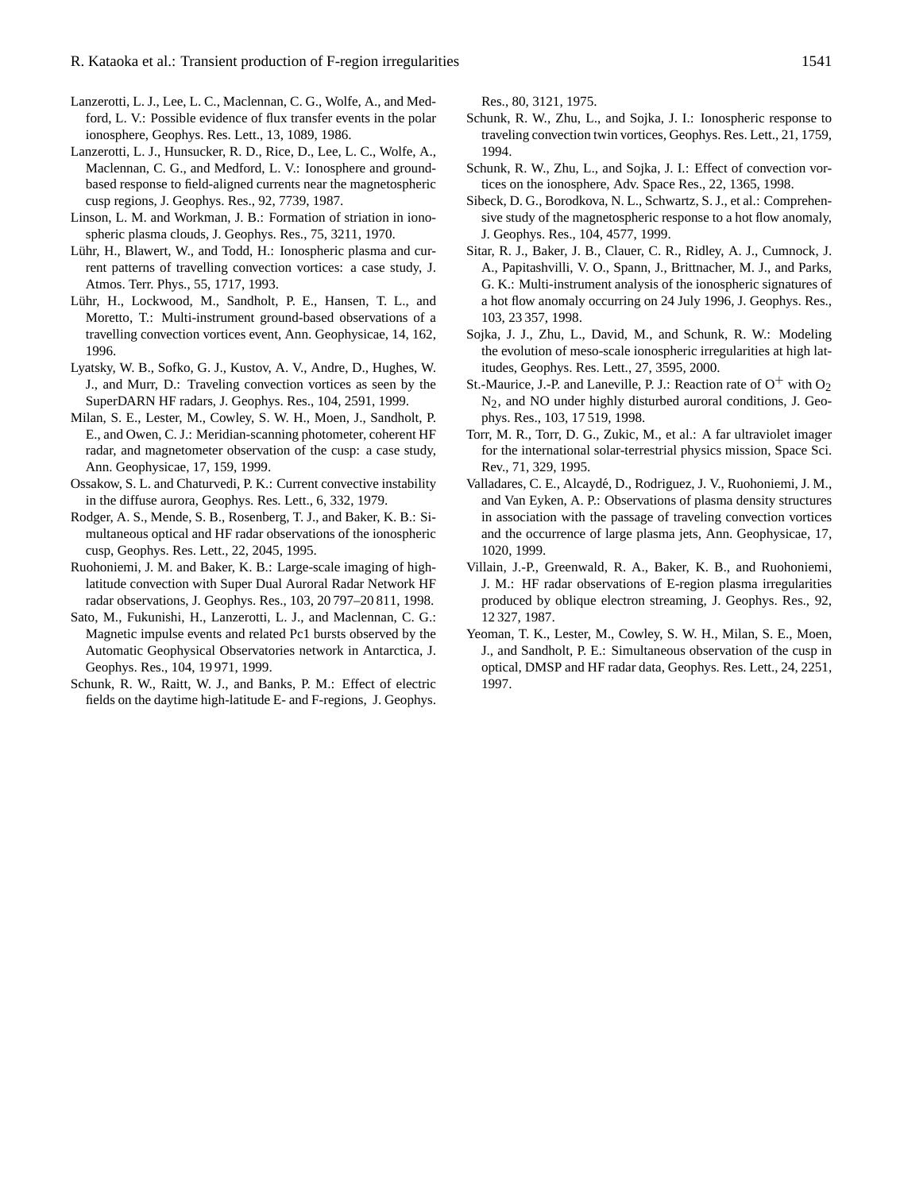Lanzerotti, L. J., Lee, L. C., Maclennan, C. G., Wolfe, A., and Medford, L. V.: Possible evidence of flux transfer events in the polar ionosphere, Geophys. Res. Lett., 13, 1089, 1986.

Lanzerotti, L. J., Hunsucker, R. D., Rice, D., Lee, L. C., Wolfe, A., Maclennan, C. G., and Medford, L. V.: Ionosphere and ground-based response to field-aligned currents near the magnetospheric cusp regions, J. Geophys. Res., 92, 7739, 1987.

Linson, L. M. and Workman, J. B.: Formation of striation in ionospheric plasma clouds, J. Geophys. Res., 75, 3211, 1970.

Lühr, H., Blawert, W., and Todd, H.: Ionospheric plasma and current patterns of travelling convection vortices: a case study, J. Atmos. Terr. Phys., 55, 1717, 1993.

Lühr, H., Lockwood, M., Sandholt, P. E., Hansen, T. L., and Moretto, T.: Multi-instrument ground-based observations of a travelling convection vortices event, Ann. Geophysicae, 14, 162, 1996.

Lyatsky, W. B., Sofko, G. J., Kustov, A. V., Andre, D., Hughes, W. J., and Murr, D.: Traveling convection vortices as seen by the SuperDARN HF radars, J. Geophys. Res., 104, 2591, 1999.

Milan, S. E., Lester, M., Cowley, S. W. H., Moen, J., Sandholt, P. E., and Owen, C. J.: Meridian-scanning photometer, coherent HF radar, and magnetometer observation of the cusp: a case study, Ann. Geophysicae, 17, 159, 1999.

Ossakow, S. L. and Chaturvedi, P. K.: Current convective instability in the diffuse aurora, Geophys. Res. Lett., 6, 332, 1979.

Rodger, A. S., Mende, S. B., Rosenberg, T. J., and Baker, K. B.: Simultaneous optical and HF radar observations of the ionospheric cusp, Geophys. Res. Lett., 22, 2045, 1995.

Ruohoniemi, J. M. and Baker, K. B.: Large-scale imaging of high-latitude convection with Super Dual Auroral Radar Network HF radar observations, J. Geophys. Res., 103, 20 797–20 811, 1998.

Sato, M., Fukunishi, H., Lanzerotti, L. J., and Maclennan, C. G.: Magnetic impulse events and related Pc1 bursts observed by the Automatic Geophysical Observatories network in Antarctica, J. Geophys. Res., 104, 19 971, 1999.

Schunk, R. W., Raitt, W. J., and Banks, P. M.: Effect of electric fields on the daytime high-latitude E- and F-regions, J. Geophys. Res., 80, 3121, 1975.

Schunk, R. W., Zhu, L., and Sojka, J. I.: Ionospheric response to traveling convection twin vortices, Geophys. Res. Lett., 21, 1759, 1994.

Schunk, R. W., Zhu, L., and Sojka, J. I.: Effect of convection vortices on the ionosphere, Adv. Space Res., 22, 1365, 1998.

Sibeck, D. G., Borodkova, N. L., Schwartz, S. J., et al.: Comprehensive study of the magnetospheric response to a hot flow anomaly, J. Geophys. Res., 104, 4577, 1999.

Sitar, R. J., Baker, J. B., Clauer, C. R., Ridley, A. J., Cumnock, J. A., Papitashvilli, V. O., Spann, J., Brittnacher, M. J., and Parks, G. K.: Multi-instrument analysis of the ionospheric signatures of a hot flow anomaly occurring on 24 July 1996, J. Geophys. Res., 103, 23 357, 1998.

Sojka, J. J., Zhu, L., David, M., and Schunk, R. W.: Modeling the evolution of meso-scale ionospheric irregularities at high latitudes, Geophys. Res. Lett., 27, 3595, 2000.

St.-Maurice, J.-P. and Laneville, P. J.: Reaction rate of $O^+$ with $O_2$ $N_2$, and NO under highly disturbed auroral conditions, J. Geophys. Res., 103, 17 519, 1998.

Torr, M. R., Torr, D. G., Zukic, M., et al.: A far ultraviolet imager for the international solar-terrestrial physics mission, Space Sci. Rev., 71, 329, 1995.

Valladares, C. E., Alcaydé, D., Rodriguez, J. V., Ruohoniemi, J. M., and Van Eyken, A. P.: Observations of plasma density structures in association with the passage of traveling convection vortices and the occurrence of large plasma jets, Ann. Geophysicae, 17, 1020, 1999.

Villain, J.-P., Greenwald, R. A., Baker, K. B., and Ruohoniemi, J. M.: HF radar observations of E-region plasma irregularities produced by oblique electron streaming, J. Geophys. Res., 92, 12 327, 1987.

Yeoman, T. K., Lester, M., Cowley, S. W. H., Milan, S. E., Moen, J., and Sandholt, P. E.: Simultaneous observation of the cusp in optical, DMSP and HF radar data, Geophys. Res. Lett., 24, 2251, 1997.